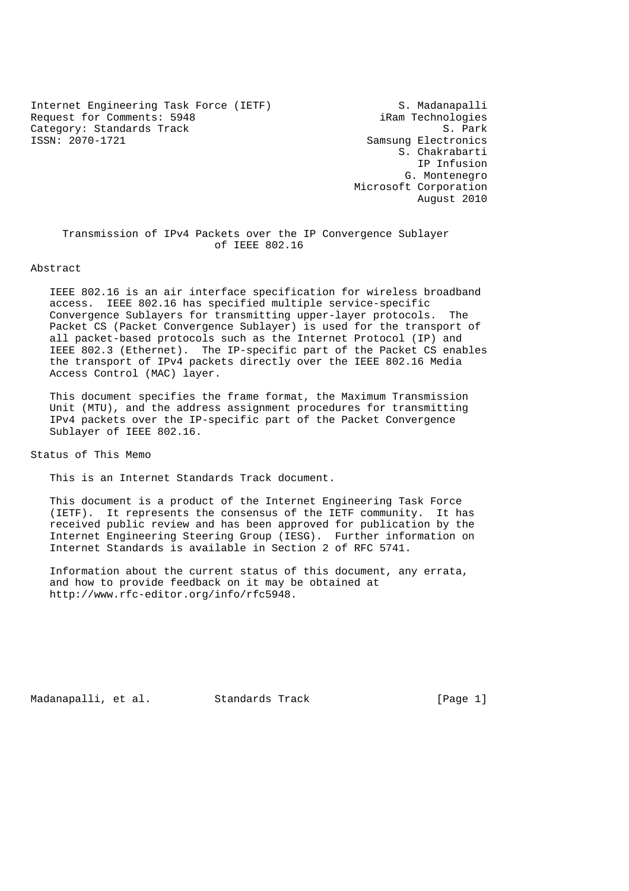Internet Engineering Task Force (IETF) S. Madanapalli
Request for Comments: 5948 iRam Technologies
Category: Standards Track S. Park
ISSN: 2070-1721 Samsung Electronics
S. Chakrabarti
IP Infusion
G. Montenegro
Microsoft Corporation
August 2010

# Transmission of IPv4 Packets over the IP Convergence Sublayer of IEEE 802.16

## Abstract

IEEE 802.16 is an air interface specification for wireless broadband access. IEEE 802.16 has specified multiple service-specific Convergence Sublayers for transmitting upper-layer protocols. The Packet CS (Packet Convergence Sublayer) is used for the transport of all packet-based protocols such as the Internet Protocol (IP) and IEEE 802.3 (Ethernet). The IP-specific part of the Packet CS enables the transport of IPv4 packets directly over the IEEE 802.16 Media Access Control (MAC) layer.

This document specifies the frame format, the Maximum Transmission Unit (MTU), and the address assignment procedures for transmitting IPv4 packets over the IP-specific part of the Packet Convergence Sublayer of IEEE 802.16.

## Status of This Memo

This is an Internet Standards Track document.

This document is a product of the Internet Engineering Task Force (IETF). It represents the consensus of the IETF community. It has received public review and has been approved for publication by the Internet Engineering Steering Group (IESG). Further information on Internet Standards is available in Section 2 of RFC 5741.

Information about the current status of this document, any errata, and how to provide feedback on it may be obtained at http://www.rfc-editor.org/info/rfc5948.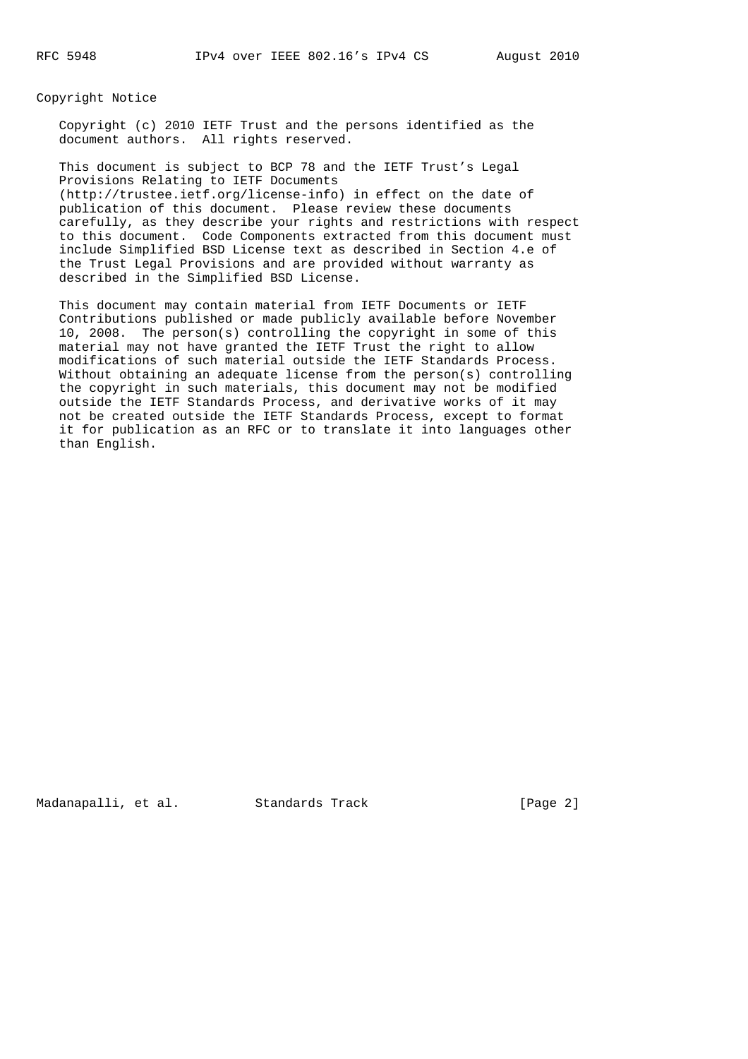## Copyright Notice

Copyright (c) 2010 IETF Trust and the persons identified as the document authors. All rights reserved.

This document is subject to BCP 78 and the IETF Trust's Legal Provisions Relating to IETF Documents (http://trustee.ietf.org/license-info) in effect on the date of publication of this document. Please review these documents carefully, as they describe your rights and restrictions with respect to this document. Code Components extracted from this document must include Simplified BSD License text as described in Section 4.e of the Trust Legal Provisions and are provided without warranty as described in the Simplified BSD License.

This document may contain material from IETF Documents or IETF Contributions published or made publicly available before November 10, 2008. The person(s) controlling the copyright in some of this material may not have granted the IETF Trust the right to allow modifications of such material outside the IETF Standards Process. Without obtaining an adequate license from the person(s) controlling the copyright in such materials, this document may not be modified outside the IETF Standards Process, and derivative works of it may not be created outside the IETF Standards Process, except to format it for publication as an RFC or to translate it into languages other than English.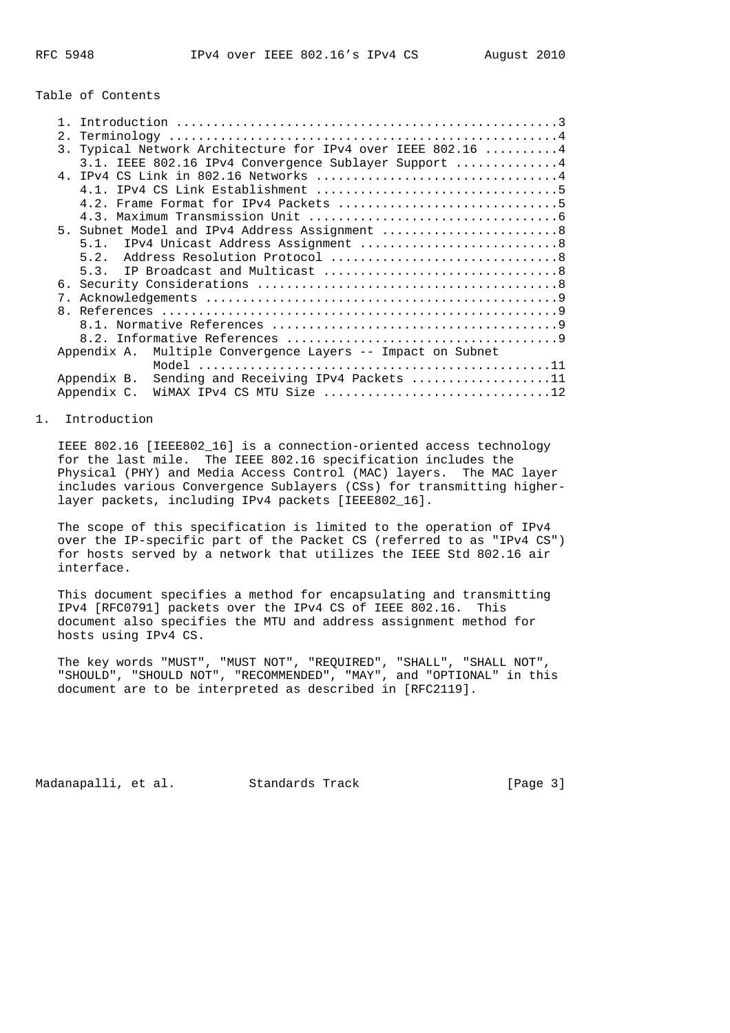Table of Contents

```
   1. Introduction ....................................................3
   2. Terminology .....................................................4
   3. Typical Network Architecture for IPv4 over IEEE 802.16 ..........4
      3.1. IEEE 802.16 IPv4 Convergence Sublayer Support ..............4
   4. IPv4 CS Link in 802.16 Networks .................................4
      4.1. IPv4 CS Link Establishment .................................5
      4.2. Frame Format for IPv4 Packets ..............................5
      4.3. Maximum Transmission Unit ..................................6
   5. Subnet Model and IPv4 Address Assignment ........................8
      5.1.  IPv4 Unicast Address Assignment ...........................8
      5.2.  Address Resolution Protocol ...............................8
      5.3.  IP Broadcast and Multicast ................................8
   6. Security Considerations .........................................8
   7. Acknowledgements ................................................9
   8. References ......................................................9
      8.1. Normative References .......................................9
      8.2. Informative References .....................................9
   Appendix A.  Multiple Convergence Layers -- Impact on Subnet
                Model ................................................11
   Appendix B.  Sending and Receiving IPv4 Packets ...................11
   Appendix C.  WiMAX IPv4 CS MTU Size ...............................12
```

## 1. Introduction

IEEE 802.16 [IEEE802_16] is a connection-oriented access technology for the last mile. The IEEE 802.16 specification includes the Physical (PHY) and Media Access Control (MAC) layers. The MAC layer includes various Convergence Sublayers (CSs) for transmitting higher-layer packets, including IPv4 packets [IEEE802_16].

The scope of this specification is limited to the operation of IPv4 over the IP-specific part of the Packet CS (referred to as "IPv4 CS") for hosts served by a network that utilizes the IEEE Std 802.16 air interface.

This document specifies a method for encapsulating and transmitting IPv4 [RFC0791] packets over the IPv4 CS of IEEE 802.16. This document also specifies the MTU and address assignment method for hosts using IPv4 CS.

The key words "MUST", "MUST NOT", "REQUIRED", "SHALL", "SHALL NOT", "SHOULD", "SHOULD NOT", "RECOMMENDED", "MAY", and "OPTIONAL" in this document are to be interpreted as described in [RFC2119].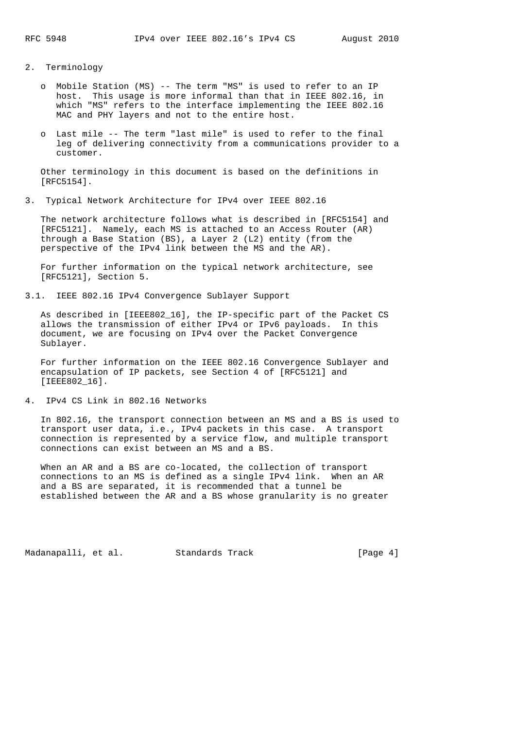## 2. Terminology

- Mobile Station (MS) -- The term "MS" is used to refer to an IP host. This usage is more informal than that in IEEE 802.16, in which "MS" refers to the interface implementing the IEEE 802.16 MAC and PHY layers and not to the entire host.

- Last mile -- The term "last mile" is used to refer to the final leg of delivering connectivity from a communications provider to a customer.

Other terminology in this document is based on the definitions in [RFC5154].

## 3. Typical Network Architecture for IPv4 over IEEE 802.16

The network architecture follows what is described in [RFC5154] and [RFC5121]. Namely, each MS is attached to an Access Router (AR) through a Base Station (BS), a Layer 2 (L2) entity (from the perspective of the IPv4 link between the MS and the AR).

For further information on the typical network architecture, see [RFC5121], Section 5.

### 3.1. IEEE 802.16 IPv4 Convergence Sublayer Support

As described in [IEEE802_16], the IP-specific part of the Packet CS allows the transmission of either IPv4 or IPv6 payloads. In this document, we are focusing on IPv4 over the Packet Convergence Sublayer.

For further information on the IEEE 802.16 Convergence Sublayer and encapsulation of IP packets, see Section 4 of [RFC5121] and [IEEE802_16].

## 4. IPv4 CS Link in 802.16 Networks

In 802.16, the transport connection between an MS and a BS is used to transport user data, i.e., IPv4 packets in this case. A transport connection is represented by a service flow, and multiple transport connections can exist between an MS and a BS.

When an AR and a BS are co-located, the collection of transport connections to an MS is defined as a single IPv4 link. When an AR and a BS are separated, it is recommended that a tunnel be established between the AR and a BS whose granularity is no greater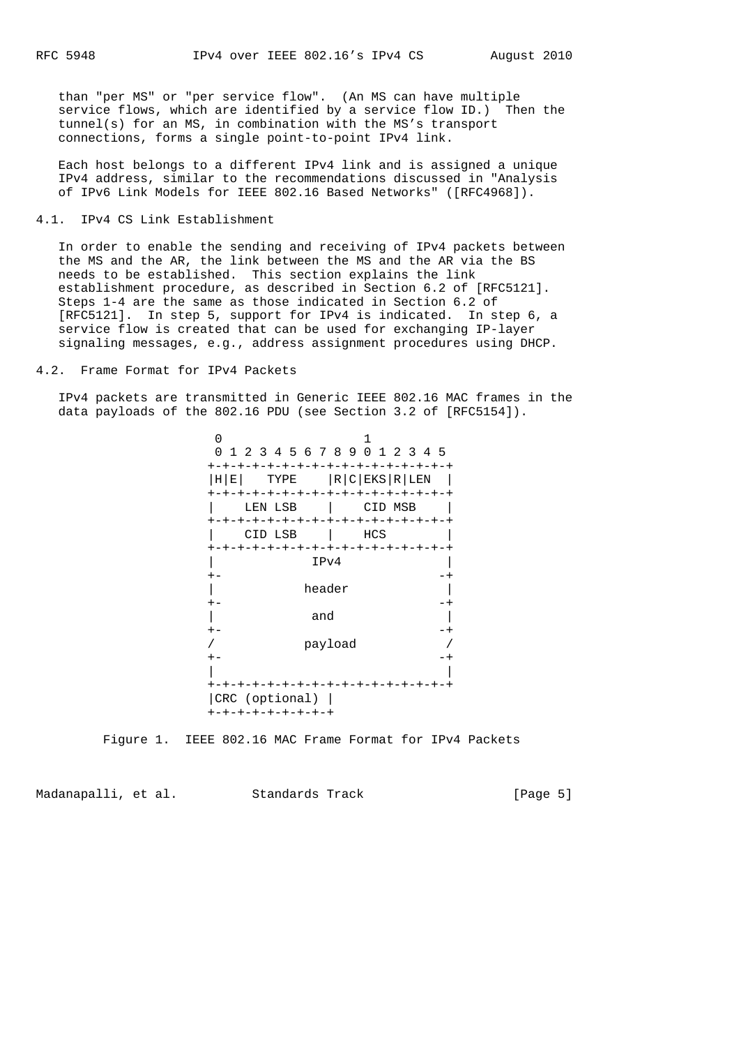than "per MS" or "per service flow". (An MS can have multiple service flows, which are identified by a service flow ID.) Then the tunnel(s) for an MS, in combination with the MS's transport connections, forms a single point-to-point IPv4 link.

Each host belongs to a different IPv4 link and is assigned a unique IPv4 address, similar to the recommendations discussed in "Analysis of IPv6 Link Models for IEEE 802.16 Based Networks" ([RFC4968]).

## 4.1. IPv4 CS Link Establishment

In order to enable the sending and receiving of IPv4 packets between the MS and the AR, the link between the MS and the AR via the BS needs to be established. This section explains the link establishment procedure, as described in Section 6.2 of [RFC5121]. Steps 1-4 are the same as those indicated in Section 6.2 of [RFC5121]. In step 5, support for IPv4 is indicated. In step 6, a service flow is created that can be used for exchanging IP-layer signaling messages, e.g., address assignment procedures using DHCP.

## 4.2. Frame Format for IPv4 Packets

IPv4 packets are transmitted in Generic IEEE 802.16 MAC frames in the data payloads of the 802.16 PDU (see Section 3.2 of [RFC5154]).

```
 0                   1
 0 1 2 3 4 5 6 7 8 9 0 1 2 3 4 5
+-+-+-+-+-+-+-+-+-+-+-+-+-+-+-+-+
|H|E|   TYPE    |R|C|EKS|R|LEN  |
+-+-+-+-+-+-+-+-+-+-+-+-+-+-+-+-+
|    LEN LSB    |    CID MSB    |
+-+-+-+-+-+-+-+-+-+-+-+-+-+-+-+-+
|    CID LSB    |    HCS        |
+-+-+-+-+-+-+-+-+-+-+-+-+-+-+-+-+
|             IPv4              |
+-                             -+
|            header             |
+-                             -+
|             and               |
+-                             -+
/            payload            /
+-                             -+
|                               |
+-+-+-+-+-+-+-+-+-+-+-+-+-+-+-+-+
|CRC (optional) |
+-+-+-+-+-+-+-+-+
```

Figure 1. IEEE 802.16 MAC Frame Format for IPv4 Packets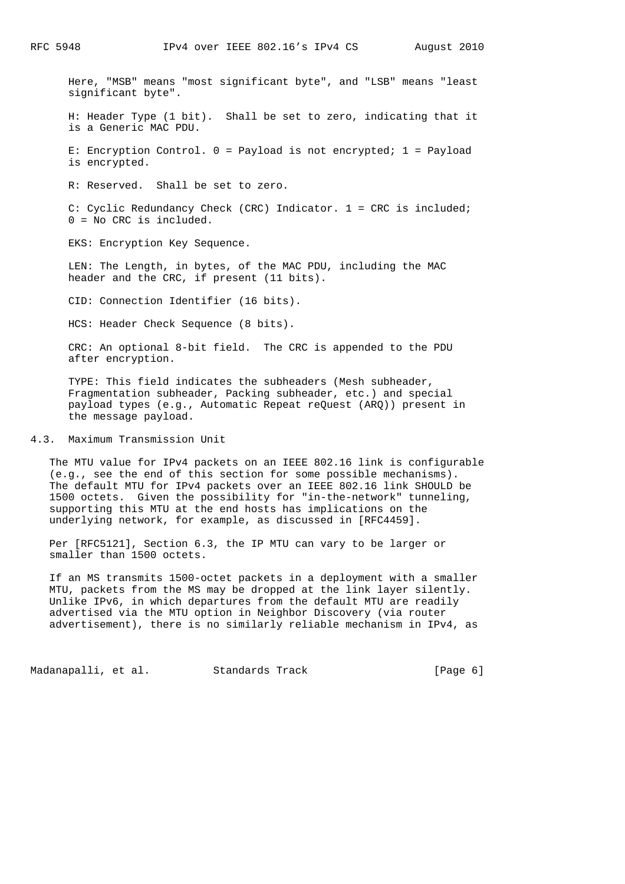Here, "MSB" means "most significant byte", and "LSB" means "least significant byte".

H: Header Type (1 bit). Shall be set to zero, indicating that it is a Generic MAC PDU.

E: Encryption Control. 0 = Payload is not encrypted; 1 = Payload is encrypted.

R: Reserved. Shall be set to zero.

C: Cyclic Redundancy Check (CRC) Indicator. 1 = CRC is included; 0 = No CRC is included.

EKS: Encryption Key Sequence.

LEN: The Length, in bytes, of the MAC PDU, including the MAC header and the CRC, if present (11 bits).

CID: Connection Identifier (16 bits).

HCS: Header Check Sequence (8 bits).

CRC: An optional 8-bit field. The CRC is appended to the PDU after encryption.

TYPE: This field indicates the subheaders (Mesh subheader, Fragmentation subheader, Packing subheader, etc.) and special payload types (e.g., Automatic Repeat reQuest (ARQ)) present in the message payload.

## 4.3. Maximum Transmission Unit

The MTU value for IPv4 packets on an IEEE 802.16 link is configurable (e.g., see the end of this section for some possible mechanisms). The default MTU for IPv4 packets over an IEEE 802.16 link SHOULD be 1500 octets. Given the possibility for "in-the-network" tunneling, supporting this MTU at the end hosts has implications on the underlying network, for example, as discussed in [RFC4459].

Per [RFC5121], Section 6.3, the IP MTU can vary to be larger or smaller than 1500 octets.

If an MS transmits 1500-octet packets in a deployment with a smaller MTU, packets from the MS may be dropped at the link layer silently. Unlike IPv6, in which departures from the default MTU are readily advertised via the MTU option in Neighbor Discovery (via router advertisement), there is no similarly reliable mechanism in IPv4, as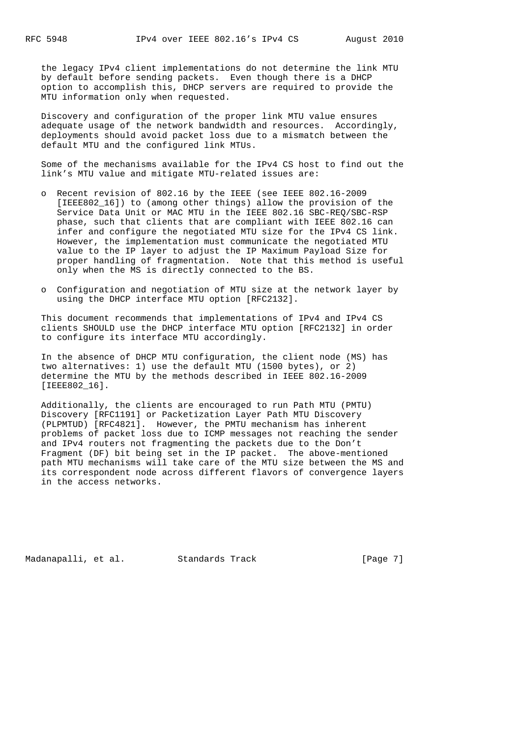the legacy IPv4 client implementations do not determine the link MTU by default before sending packets. Even though there is a DHCP option to accomplish this, DHCP servers are required to provide the MTU information only when requested.

Discovery and configuration of the proper link MTU value ensures adequate usage of the network bandwidth and resources. Accordingly, deployments should avoid packet loss due to a mismatch between the default MTU and the configured link MTUs.

Some of the mechanisms available for the IPv4 CS host to find out the link's MTU value and mitigate MTU-related issues are:

- Recent revision of 802.16 by the IEEE (see IEEE 802.16-2009 [IEEE802_16]) to (among other things) allow the provision of the Service Data Unit or MAC MTU in the IEEE 802.16 SBC-REQ/SBC-RSP phase, such that clients that are compliant with IEEE 802.16 can infer and configure the negotiated MTU size for the IPv4 CS link. However, the implementation must communicate the negotiated MTU value to the IP layer to adjust the IP Maximum Payload Size for proper handling of fragmentation. Note that this method is useful only when the MS is directly connected to the BS.

- Configuration and negotiation of MTU size at the network layer by using the DHCP interface MTU option [RFC2132].

This document recommends that implementations of IPv4 and IPv4 CS clients SHOULD use the DHCP interface MTU option [RFC2132] in order to configure its interface MTU accordingly.

In the absence of DHCP MTU configuration, the client node (MS) has two alternatives: 1) use the default MTU (1500 bytes), or 2) determine the MTU by the methods described in IEEE 802.16-2009 [IEEE802_16].

Additionally, the clients are encouraged to run Path MTU (PMTU) Discovery [RFC1191] or Packetization Layer Path MTU Discovery (PLPMTUD) [RFC4821]. However, the PMTU mechanism has inherent problems of packet loss due to ICMP messages not reaching the sender and IPv4 routers not fragmenting the packets due to the Don't Fragment (DF) bit being set in the IP packet. The above-mentioned path MTU mechanisms will take care of the MTU size between the MS and its correspondent node across different flavors of convergence layers in the access networks.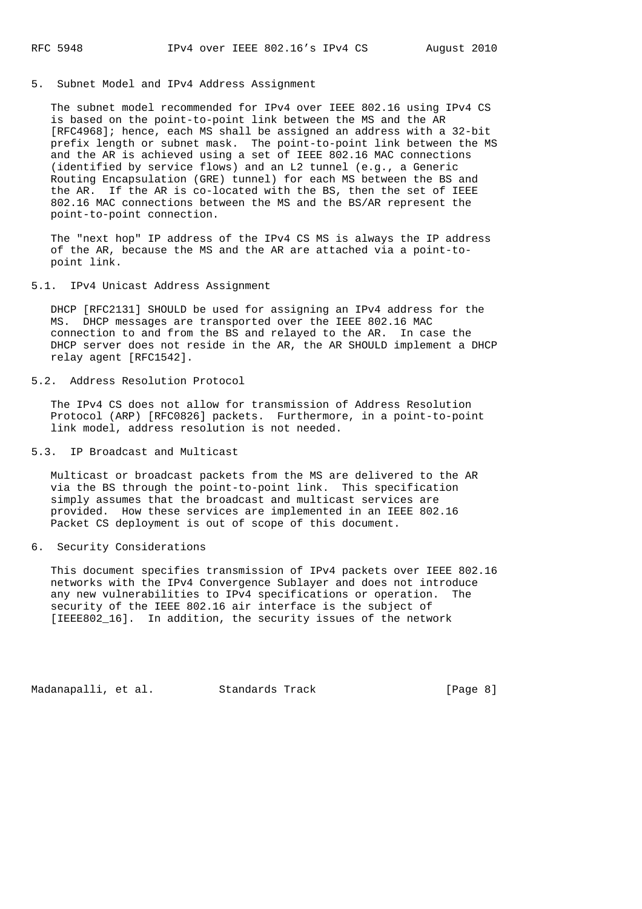## 5. Subnet Model and IPv4 Address Assignment

The subnet model recommended for IPv4 over IEEE 802.16 using IPv4 CS is based on the point-to-point link between the MS and the AR [RFC4968]; hence, each MS shall be assigned an address with a 32-bit prefix length or subnet mask. The point-to-point link between the MS and the AR is achieved using a set of IEEE 802.16 MAC connections (identified by service flows) and an L2 tunnel (e.g., a Generic Routing Encapsulation (GRE) tunnel) for each MS between the BS and the AR. If the AR is co-located with the BS, then the set of IEEE 802.16 MAC connections between the MS and the BS/AR represent the point-to-point connection.

The "next hop" IP address of the IPv4 CS MS is always the IP address of the AR, because the MS and the AR are attached via a point-to-point link.

### 5.1. IPv4 Unicast Address Assignment

DHCP [RFC2131] SHOULD be used for assigning an IPv4 address for the MS. DHCP messages are transported over the IEEE 802.16 MAC connection to and from the BS and relayed to the AR. In case the DHCP server does not reside in the AR, the AR SHOULD implement a DHCP relay agent [RFC1542].

### 5.2. Address Resolution Protocol

The IPv4 CS does not allow for transmission of Address Resolution Protocol (ARP) [RFC0826] packets. Furthermore, in a point-to-point link model, address resolution is not needed.

### 5.3. IP Broadcast and Multicast

Multicast or broadcast packets from the MS are delivered to the AR via the BS through the point-to-point link. This specification simply assumes that the broadcast and multicast services are provided. How these services are implemented in an IEEE 802.16 Packet CS deployment is out of scope of this document.

## 6. Security Considerations

This document specifies transmission of IPv4 packets over IEEE 802.16 networks with the IPv4 Convergence Sublayer and does not introduce any new vulnerabilities to IPv4 specifications or operation. The security of the IEEE 802.16 air interface is the subject of [IEEE802_16]. In addition, the security issues of the network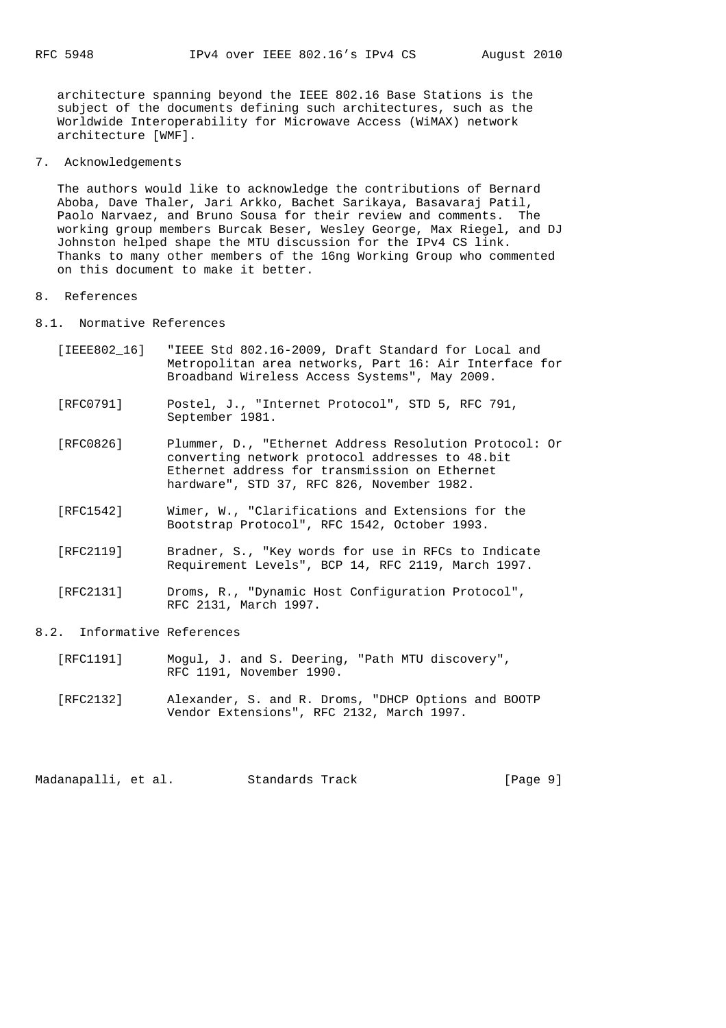architecture spanning beyond the IEEE 802.16 Base Stations is the subject of the documents defining such architectures, such as the Worldwide Interoperability for Microwave Access (WiMAX) network architecture [WMF].

## 7. Acknowledgements

The authors would like to acknowledge the contributions of Bernard Aboba, Dave Thaler, Jari Arkko, Bachet Sarikaya, Basavaraj Patil, Paolo Narvaez, and Bruno Sousa for their review and comments. The working group members Burcak Beser, Wesley George, Max Riegel, and DJ Johnston helped shape the MTU discussion for the IPv4 CS link. Thanks to many other members of the 16ng Working Group who commented on this document to make it better.

## 8. References

### 8.1. Normative References

[IEEE802_16] "IEEE Std 802.16-2009, Draft Standard for Local and Metropolitan area networks, Part 16: Air Interface for Broadband Wireless Access Systems", May 2009.

[RFC0791] Postel, J., "Internet Protocol", STD 5, RFC 791, September 1981.

[RFC0826] Plummer, D., "Ethernet Address Resolution Protocol: Or converting network protocol addresses to 48.bit Ethernet address for transmission on Ethernet hardware", STD 37, RFC 826, November 1982.

[RFC1542] Wimer, W., "Clarifications and Extensions for the Bootstrap Protocol", RFC 1542, October 1993.

[RFC2119] Bradner, S., "Key words for use in RFCs to Indicate Requirement Levels", BCP 14, RFC 2119, March 1997.

[RFC2131] Droms, R., "Dynamic Host Configuration Protocol", RFC 2131, March 1997.

### 8.2. Informative References

[RFC1191] Mogul, J. and S. Deering, "Path MTU discovery", RFC 1191, November 1990.

[RFC2132] Alexander, S. and R. Droms, "DHCP Options and BOOTP Vendor Extensions", RFC 2132, March 1997.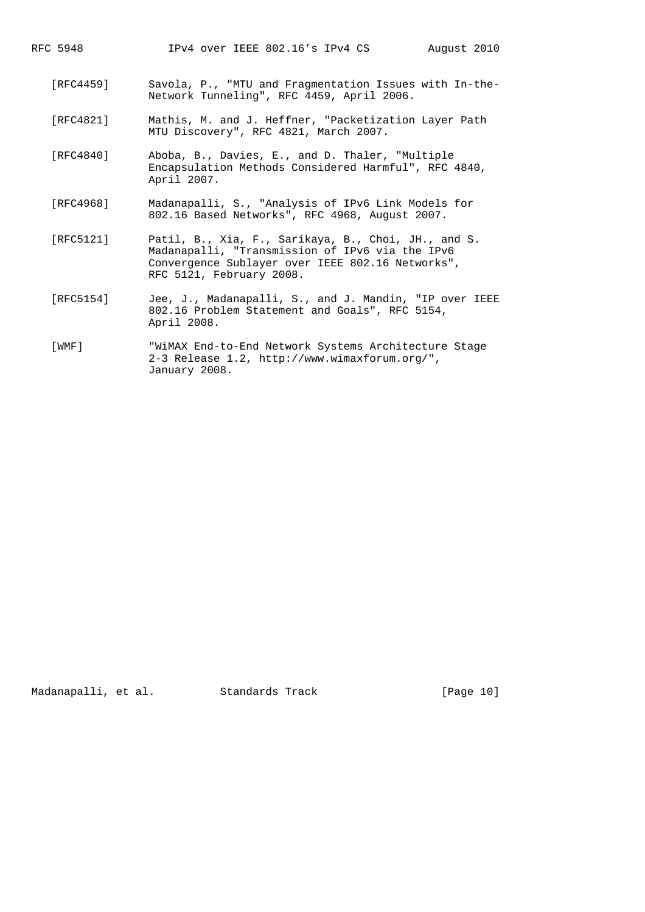[RFC4459] Savola, P., "MTU and Fragmentation Issues with In-the-Network Tunneling", RFC 4459, April 2006.

[RFC4821] Mathis, M. and J. Heffner, "Packetization Layer Path MTU Discovery", RFC 4821, March 2007.

[RFC4840] Aboba, B., Davies, E., and D. Thaler, "Multiple Encapsulation Methods Considered Harmful", RFC 4840, April 2007.

[RFC4968] Madanapalli, S., "Analysis of IPv6 Link Models for 802.16 Based Networks", RFC 4968, August 2007.

[RFC5121] Patil, B., Xia, F., Sarikaya, B., Choi, JH., and S. Madanapalli, "Transmission of IPv6 via the IPv6 Convergence Sublayer over IEEE 802.16 Networks", RFC 5121, February 2008.

[RFC5154] Jee, J., Madanapalli, S., and J. Mandin, "IP over IEEE 802.16 Problem Statement and Goals", RFC 5154, April 2008.

[WMF] "WiMAX End-to-End Network Systems Architecture Stage 2-3 Release 1.2, http://www.wimaxforum.org/", January 2008.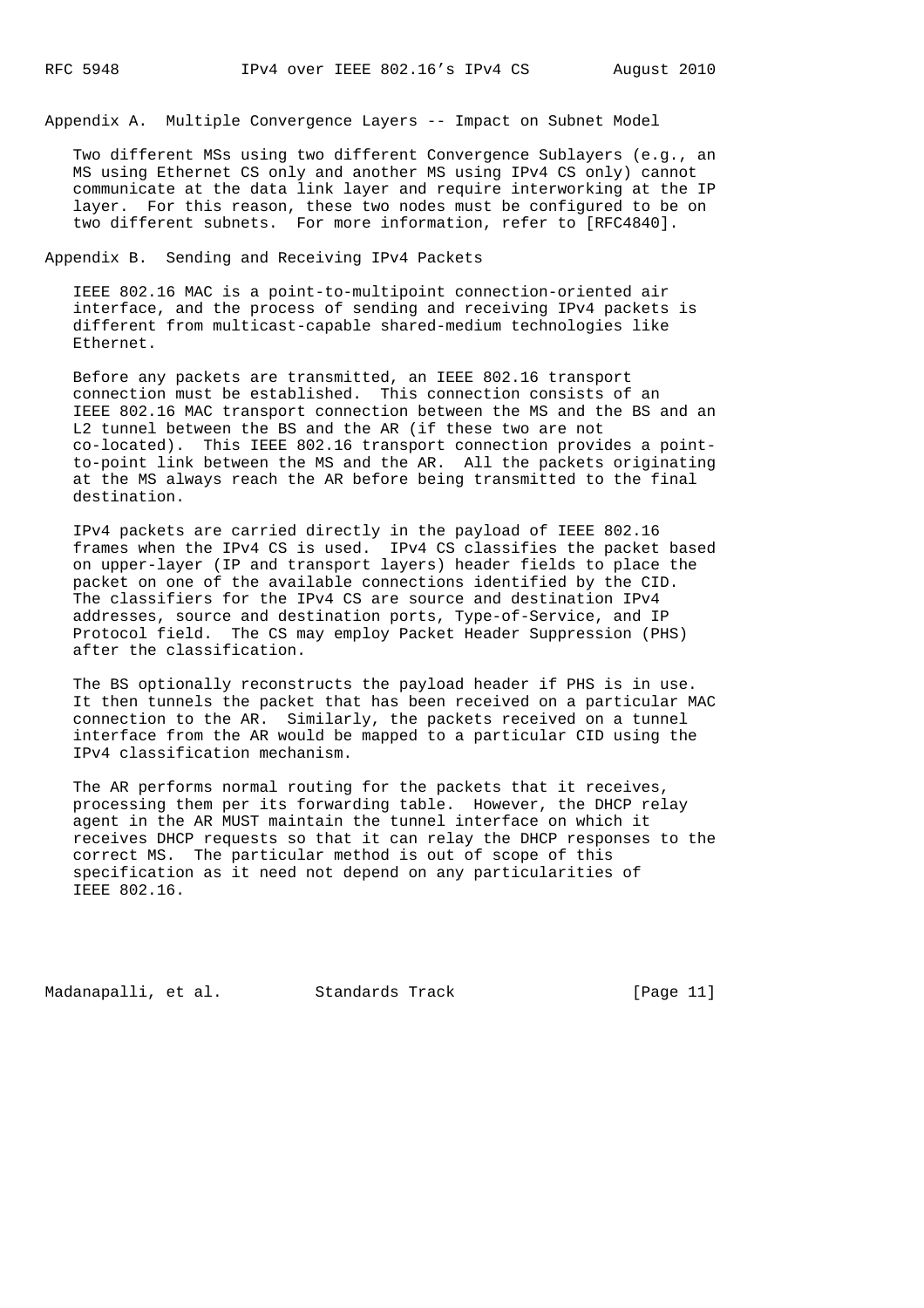## Appendix A. Multiple Convergence Layers -- Impact on Subnet Model

Two different MSs using two different Convergence Sublayers (e.g., an MS using Ethernet CS only and another MS using IPv4 CS only) cannot communicate at the data link layer and require interworking at the IP layer. For this reason, these two nodes must be configured to be on two different subnets. For more information, refer to [RFC4840].

## Appendix B. Sending and Receiving IPv4 Packets

IEEE 802.16 MAC is a point-to-multipoint connection-oriented air interface, and the process of sending and receiving IPv4 packets is different from multicast-capable shared-medium technologies like Ethernet.

Before any packets are transmitted, an IEEE 802.16 transport connection must be established. This connection consists of an IEEE 802.16 MAC transport connection between the MS and the BS and an L2 tunnel between the BS and the AR (if these two are not co-located). This IEEE 802.16 transport connection provides a point-to-point link between the MS and the AR. All the packets originating at the MS always reach the AR before being transmitted to the final destination.

IPv4 packets are carried directly in the payload of IEEE 802.16 frames when the IPv4 CS is used. IPv4 CS classifies the packet based on upper-layer (IP and transport layers) header fields to place the packet on one of the available connections identified by the CID. The classifiers for the IPv4 CS are source and destination IPv4 addresses, source and destination ports, Type-of-Service, and IP Protocol field. The CS may employ Packet Header Suppression (PHS) after the classification.

The BS optionally reconstructs the payload header if PHS is in use. It then tunnels the packet that has been received on a particular MAC connection to the AR. Similarly, the packets received on a tunnel interface from the AR would be mapped to a particular CID using the IPv4 classification mechanism.

The AR performs normal routing for the packets that it receives, processing them per its forwarding table. However, the DHCP relay agent in the AR MUST maintain the tunnel interface on which it receives DHCP requests so that it can relay the DHCP responses to the correct MS. The particular method is out of scope of this specification as it need not depend on any particularities of IEEE 802.16.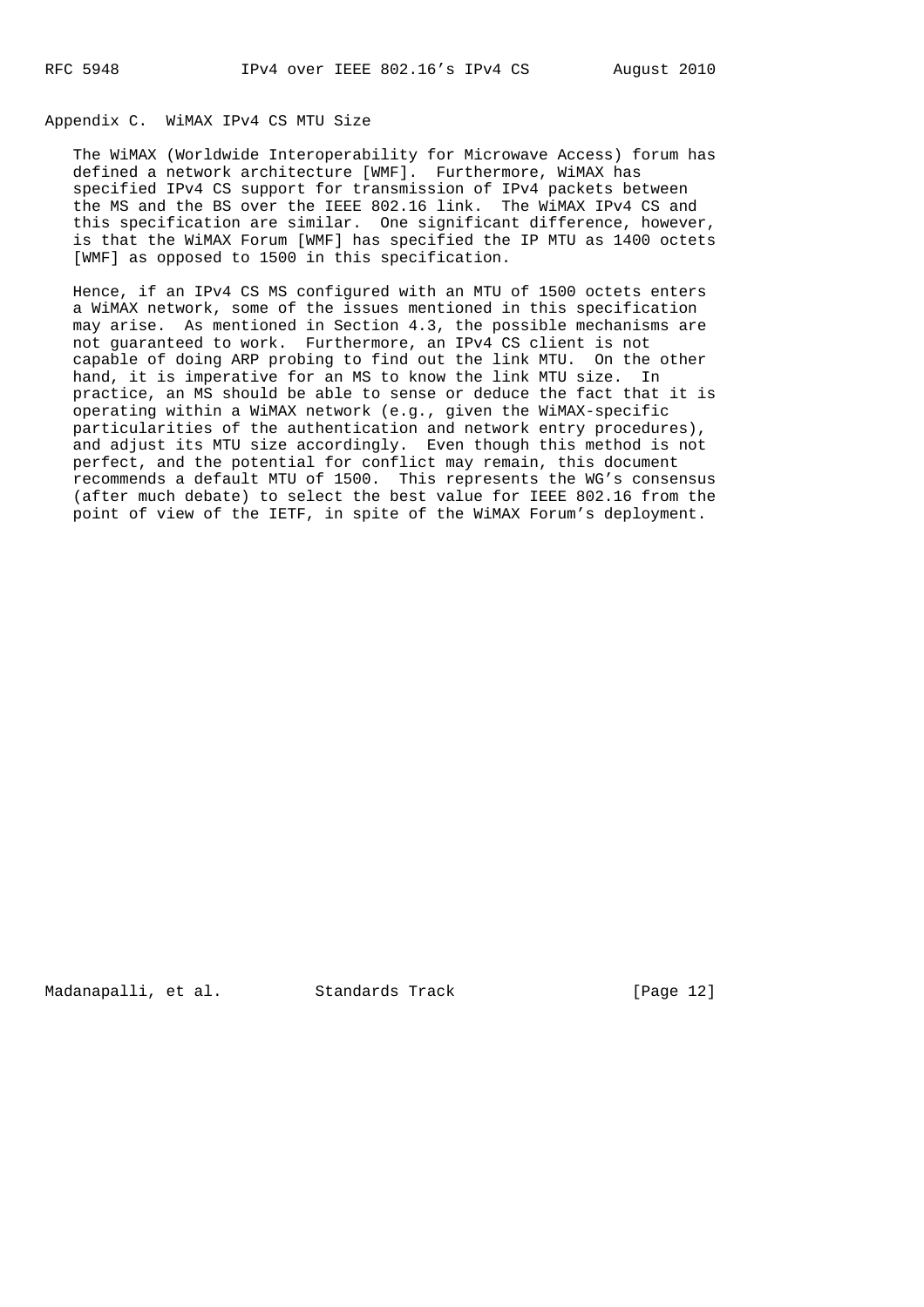## Appendix C. WiMAX IPv4 CS MTU Size

The WiMAX (Worldwide Interoperability for Microwave Access) forum has defined a network architecture [WMF]. Furthermore, WiMAX has specified IPv4 CS support for transmission of IPv4 packets between the MS and the BS over the IEEE 802.16 link. The WiMAX IPv4 CS and this specification are similar. One significant difference, however, is that the WiMAX Forum [WMF] has specified the IP MTU as 1400 octets [WMF] as opposed to 1500 in this specification.

Hence, if an IPv4 CS MS configured with an MTU of 1500 octets enters a WiMAX network, some of the issues mentioned in this specification may arise. As mentioned in Section 4.3, the possible mechanisms are not guaranteed to work. Furthermore, an IPv4 CS client is not capable of doing ARP probing to find out the link MTU. On the other hand, it is imperative for an MS to know the link MTU size. In practice, an MS should be able to sense or deduce the fact that it is operating within a WiMAX network (e.g., given the WiMAX-specific particularities of the authentication and network entry procedures), and adjust its MTU size accordingly. Even though this method is not perfect, and the potential for conflict may remain, this document recommends a default MTU of 1500. This represents the WG's consensus (after much debate) to select the best value for IEEE 802.16 from the point of view of the IETF, in spite of the WiMAX Forum's deployment.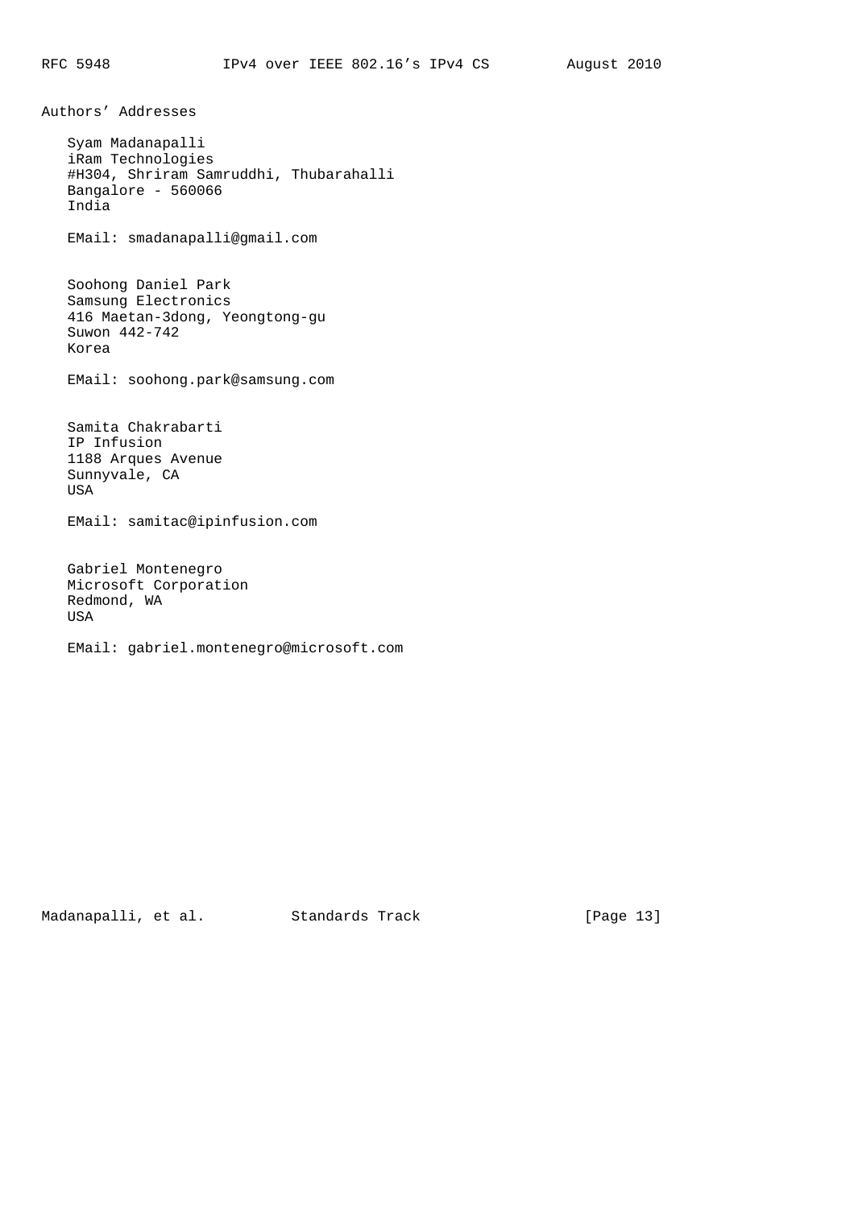## Authors' Addresses

Syam Madanapalli
iRam Technologies
#H304, Shriram Samruddhi, Thubarahalli
Bangalore - 560066
India

EMail: smadanapalli@gmail.com

Soohong Daniel Park
Samsung Electronics
416 Maetan-3dong, Yeongtong-gu
Suwon 442-742
Korea

EMail: soohong.park@samsung.com

Samita Chakrabarti
IP Infusion
1188 Arques Avenue
Sunnyvale, CA
USA

EMail: samitac@ipinfusion.com

Gabriel Montenegro
Microsoft Corporation
Redmond, WA
USA

EMail: gabriel.montenegro@microsoft.com